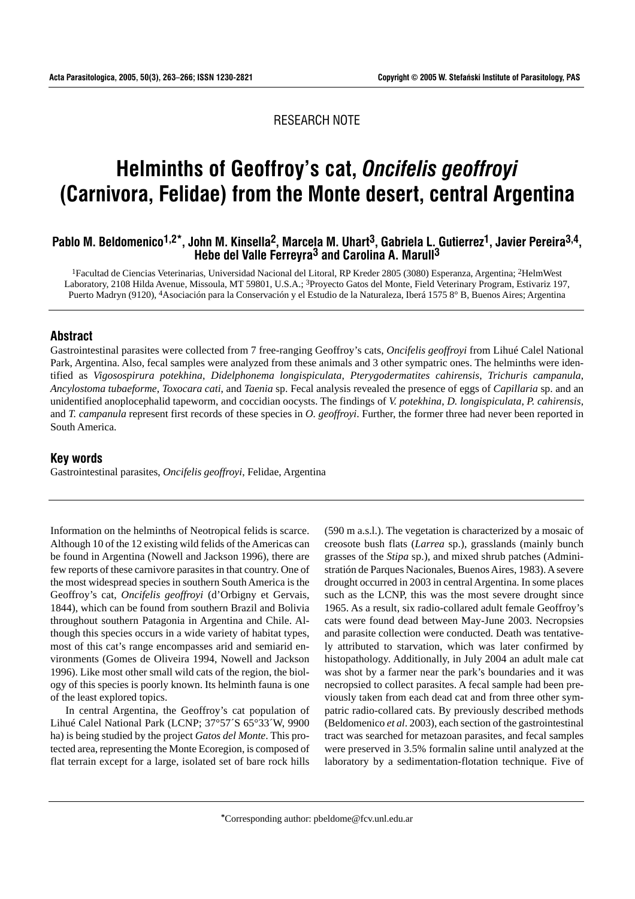RESEARCH NOTE

# Helminths of Geoffroy's cat, *Oncifelis geoffroyi* (Carnivora, Felidae) from the Monte desert, central Argentina

**Pablo M. Beldomenico[1,2*], John M. Kinsella[2], Marcela M. Uhart[3], Gabriela L. Gutierrez[1], Javier Pereira[3,4], Hebe del Valle Ferreyra[3] and Carolina A. Marull[3]**

[1]Facultad de Ciencias Veterinarias, Universidad Nacional del Litoral, RP Kreder 2805 (3080) Esperanza, Argentina; [2]HelmWest Laboratory, 2108 Hilda Avenue, Missoula, MT 59801, U.S.A.; [3]Proyecto Gatos del Monte, Field Veterinary Program, Estivariz 197, Puerto Madryn (9120), [4]Asociación para la Conservación y el Estudio de la Naturaleza, Iberá 1575 8° B, Buenos Aires; Argentina

## Abstract

Gastrointestinal parasites were collected from 7 free-ranging Geoffroy's cats, *Oncifelis geoffroyi* from Lihué Calel National Park, Argentina. Also, fecal samples were analyzed from these animals and 3 other sympatric ones. The helminths were identified as *Vigosospirura potekhina*, *Didelphonema longispiculata*, *Pterygodermatites cahirensis*, *Trichuris campanula*, *Ancylostoma tubaeforme*, *Toxocara cati*, and *Taenia* sp. Fecal analysis revealed the presence of eggs of *Capillaria* sp. and an unidentified anoplocephalid tapeworm, and coccidian oocysts. The findings of *V. potekhina*, *D. longispiculata*, *P. cahirensis*, and *T. campanula* represent first records of these species in *O. geoffroyi*. Further, the former three had never been reported in South America.

## Key words

Gastrointestinal parasites, *Oncifelis geoffroyi*, Felidae, Argentina

Information on the helminths of Neotropical felids is scarce. Although 10 of the 12 existing wild felids of the Americas can be found in Argentina (Nowell and Jackson 1996), there are few reports of these carnivore parasites in that country. One of the most widespread species in southern South America is the Geoffroy's cat, *Oncifelis geoffroyi* (d'Orbigny et Gervais, 1844), which can be found from southern Brazil and Bolivia throughout southern Patagonia in Argentina and Chile. Although this species occurs in a wide variety of habitat types, most of this cat's range encompasses arid and semiarid environments (Gomes de Oliveira 1994, Nowell and Jackson 1996). Like most other small wild cats of the region, the biology of this species is poorly known. Its helminth fauna is one of the least explored topics.

In central Argentina, the Geoffroy's cat population of Lihué Calel National Park (LCNP; 37°57´S 65°33´W, 9900 ha) is being studied by the project *Gatos del Monte*. This protected area, representing the Monte Ecoregion, is composed of flat terrain except for a large, isolated set of bare rock hills (590 m a.s.l.). The vegetation is characterized by a mosaic of creosote bush flats (*Larrea* sp.), grasslands (mainly bunch grasses of the *Stipa* sp.), and mixed shrub patches (Administratión de Parques Nacionales, Buenos Aires, 1983). A severe drought occurred in 2003 in central Argentina. In some places such as the LCNP, this was the most severe drought since 1965. As a result, six radio-collared adult female Geoffroy's cats were found dead between May-June 2003. Necropsies and parasite collection were conducted. Death was tentatively attributed to starvation, which was later confirmed by histopathology. Additionally, in July 2004 an adult male cat was shot by a farmer near the park's boundaries and it was necropsied to collect parasites. A fecal sample had been previously taken from each dead cat and from three other sympatric radio-collared cats. By previously described methods (Beldomenico *et al*. 2003), each section of the gastrointestinal tract was searched for metazoan parasites, and fecal samples were preserved in 3.5% formalin saline until analyzed at the laboratory by a sedimentation-flotation technique. Five of

*Corresponding author: pbeldome@fcv.unl.edu.ar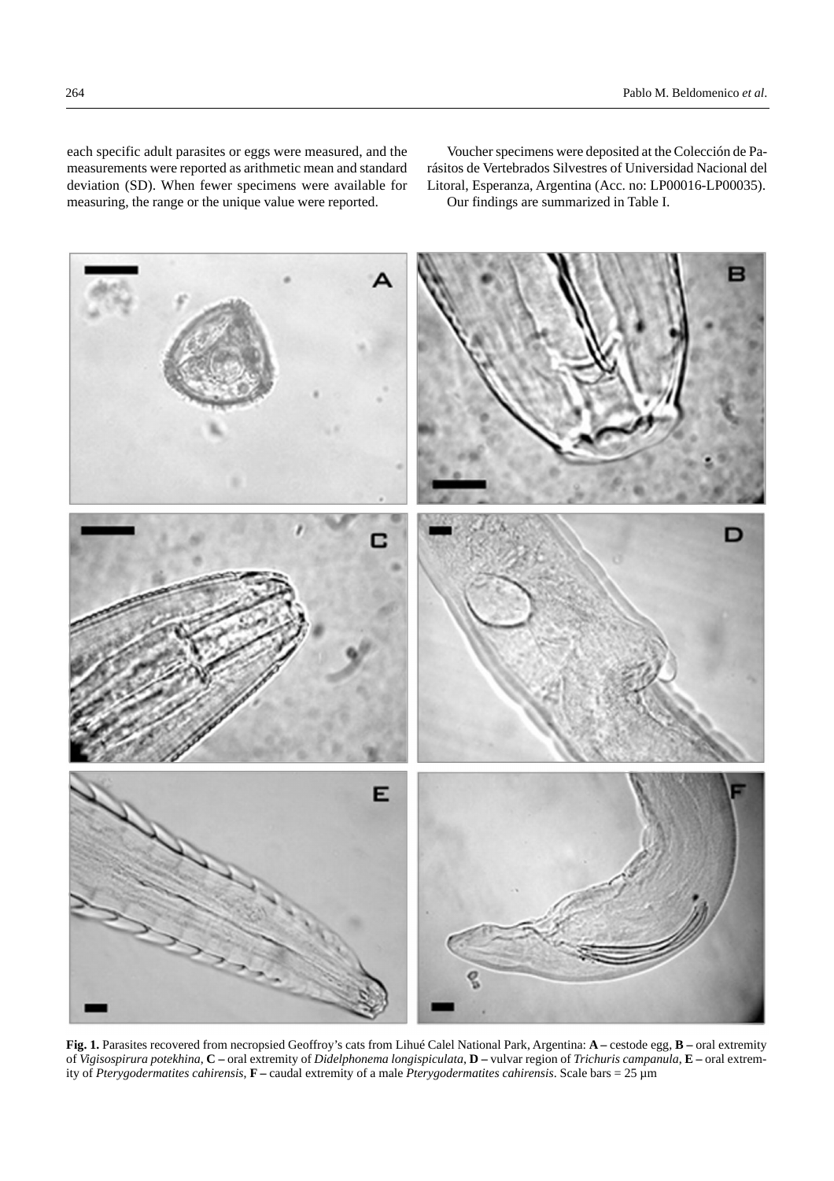each specific adult parasites or eggs were measured, and the measurements were reported as arithmetic mean and standard deviation (SD). When fewer specimens were available for measuring, the range or the unique value were reported.

Voucher specimens were deposited at the Colección de Parásitos de Vertebrados Silvestres of Universidad Nacional del Litoral, Esperanza, Argentina (Acc. no: LP00016-LP00035).

Our findings are summarized in Table I.

**Fig. 1.** Parasites recovered from necropsied Geoffroy's cats from Lihué Calel National Park, Argentina: **A –** cestode egg, **B –** oral extremity of *Vigisospirura potekhina*, **C –** oral extremity of *Didelphonema longispiculata*, **D –** vulvar region of *Trichuris campanula*, **E –** oral extremity of *Pterygodermatites cahirensis*, **F –** caudal extremity of a male *Pterygodermatites cahirensis*. Scale bars = 25 µm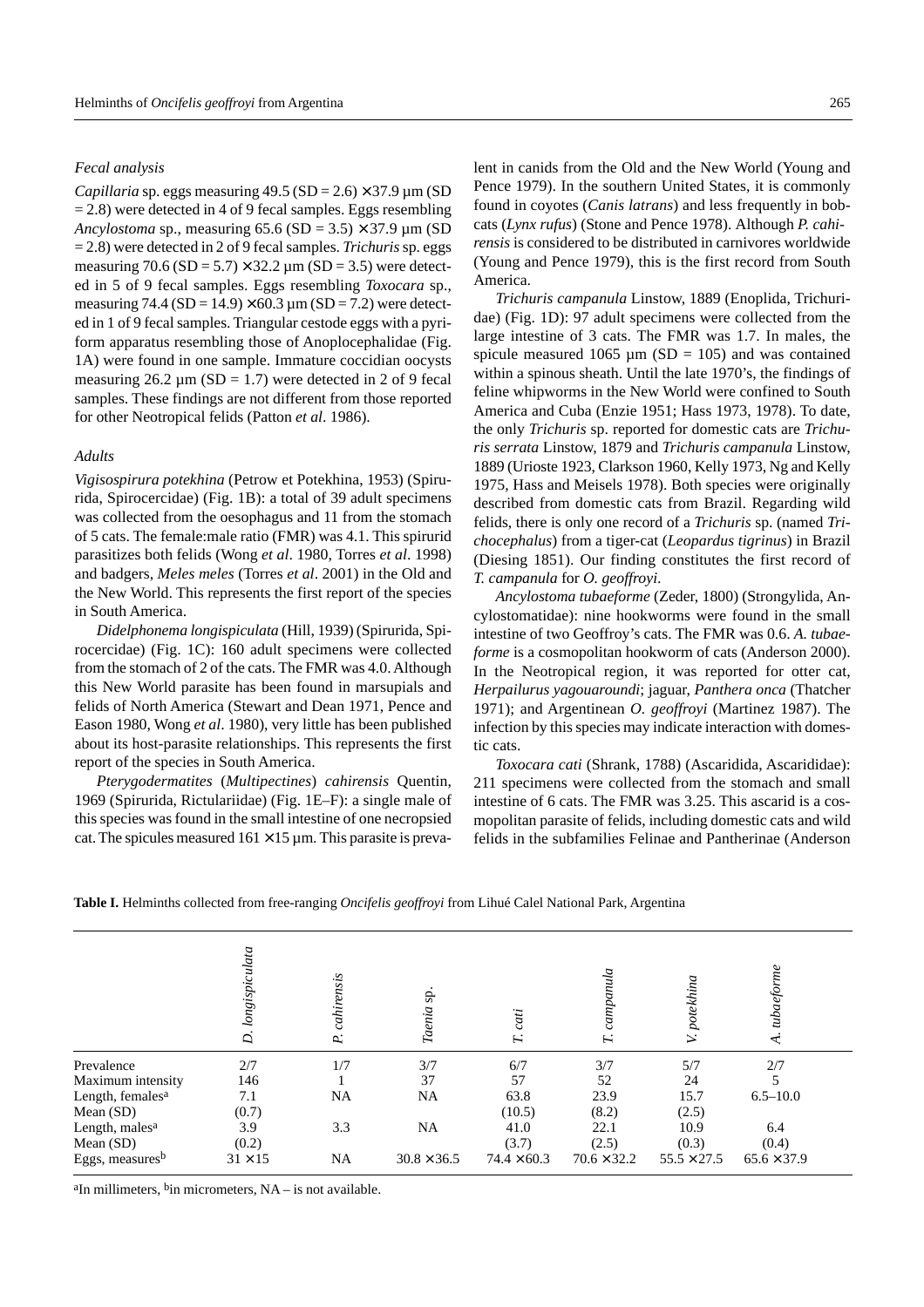### Fecal analysis

*Capillaria* sp. eggs measuring 49.5 (SD = 2.6) × 37.9 µm (SD = 2.8) were detected in 4 of 9 fecal samples. Eggs resembling *Ancylostoma* sp., measuring 65.6 (SD = 3.5) × 37.9 µm (SD = 2.8) were detected in 2 of 9 fecal samples. *Trichuris* sp. eggs measuring 70.6 (SD = 5.7) × 32.2 µm (SD = 3.5) were detected in 5 of 9 fecal samples. Eggs resembling *Toxocara* sp., measuring 74.4 (SD = 14.9) × 60.3 µm (SD = 7.2) were detected in 1 of 9 fecal samples. Triangular cestode eggs with a pyriform apparatus resembling those of Anoplocephalidae (Fig. 1A) were found in one sample. Immature coccidian oocysts measuring 26.2 µm (SD = 1.7) were detected in 2 of 9 fecal samples. These findings are not different from those reported for other Neotropical felids (Patton *et al*. 1986).

### Adults

*Vigisospirura potekhina* (Petrow et Potekhina, 1953) (Spirurida, Spirocercidae) (Fig. 1B): a total of 39 adult specimens was collected from the oesophagus and 11 from the stomach of 5 cats. The female:male ratio (FMR) was 4.1. This spirurid parasitizes both felids (Wong *et al*. 1980, Torres *et al*. 1998) and badgers, *Meles meles* (Torres *et al*. 2001) in the Old and the New World. This represents the first report of the species in South America.

*Didelphonema longispiculata* (Hill, 1939) (Spirurida, Spirocercidae) (Fig. 1C): 160 adult specimens were collected from the stomach of 2 of the cats. The FMR was 4.0. Although this New World parasite has been found in marsupials and felids of North America (Stewart and Dean 1971, Pence and Eason 1980, Wong *et al*. 1980), very little has been published about its host-parasite relationships. This represents the first report of the species in South America.

*Pterygodermatites* (*Multipectines*) *cahirensis* Quentin, 1969 (Spirurida, Rictulariidae) (Fig. 1E–F): a single male of this species was found in the small intestine of one necropsied cat. The spicules measured 161 × 15 µm. This parasite is prevalent in canids from the Old and the New World (Young and Pence 1979). In the southern United States, it is commonly found in coyotes (*Canis latrans*) and less frequently in bobcats (*Lynx rufus*) (Stone and Pence 1978). Although *P. cahirensis* is considered to be distributed in carnivores worldwide (Young and Pence 1979), this is the first record from South America.

*Trichuris campanula* Linstow, 1889 (Enoplida, Trichuridae) (Fig. 1D): 97 adult specimens were collected from the large intestine of 3 cats. The FMR was 1.7. In males, the spicule measured 1065 µm (SD = 105) and was contained within a spinous sheath. Until the late 1970's, the findings of feline whipworms in the New World were confined to South America and Cuba (Enzie 1951; Hass 1973, 1978). To date, the only *Trichuris* sp. reported for domestic cats are *Trichuris serrata* Linstow, 1879 and *Trichuris campanula* Linstow, 1889 (Urioste 1923, Clarkson 1960, Kelly 1973, Ng and Kelly 1975, Hass and Meisels 1978). Both species were originally described from domestic cats from Brazil. Regarding wild felids, there is only one record of a *Trichuris* sp. (named *Trichocephalus*) from a tiger-cat (*Leopardus tigrinus*) in Brazil (Diesing 1851). Our finding constitutes the first record of *T. campanula* for *O. geoffroyi*.

*Ancylostoma tubaeforme* (Zeder, 1800) (Strongylida, Ancylostomatidae): nine hookworms were found in the small intestine of two Geoffroy's cats. The FMR was 0.6. *A. tubaeforme* is a cosmopolitan hookworm of cats (Anderson 2000). In the Neotropical region, it was reported for otter cat, *Herpailurus yagouaroundi*; jaguar, *Panthera onca* (Thatcher 1971); and Argentinean *O. geoffroyi* (Martinez 1987). The infection by this species may indicate interaction with domestic cats.

*Toxocara cati* (Shrank, 1788) (Ascaridida, Ascarididae): 211 specimens were collected from the stomach and small intestine of 6 cats. The FMR was 3.25. This ascarid is a cosmopolitan parasite of felids, including domestic cats and wild felids in the subfamilies Felinae and Pantherinae (Anderson

**Table I.** Helminths collected from free-ranging *Oncifelis geoffroyi* from Lihué Calel National Park, Argentina

| | *D. longispiculata* | *P. cahirensis* | *Taenia* sp. | *T. cati* | *T. campanula* | *V. potekhina* | *A. tubaeforme* |
|---|---|---|---|---|---|---|---|
| Prevalence | 2/7 | 1/7 | 3/7 | 6/7 | 3/7 | 5/7 | 2/7 |
| Maximum intensity | 146 | 1 | 37 | 57 | 52 | 24 | 5 |
| Length, females[a] | 7.1 | NA | NA | 63.8 | 23.9 | 15.7 | 6.5–10.0 |
| Mean (SD) | (0.7) | | | (10.5) | (8.2) | (2.5) | |
| Length, males[a] | 3.9 | 3.3 | NA | 41.0 | 22.1 | 10.9 | 6.4 |
| Mean (SD) | (0.2) | | | (3.7) | (2.5) | (0.3) | (0.4) |
| Eggs, measures[b] | 31 × 15 | NA | 30.8 × 36.5 | 74.4 × 60.3 | 70.6 × 32.2 | 55.5 × 27.5 | 65.6 × 37.9 |

[a]In millimeters, [b]in micrometers, NA – is not available.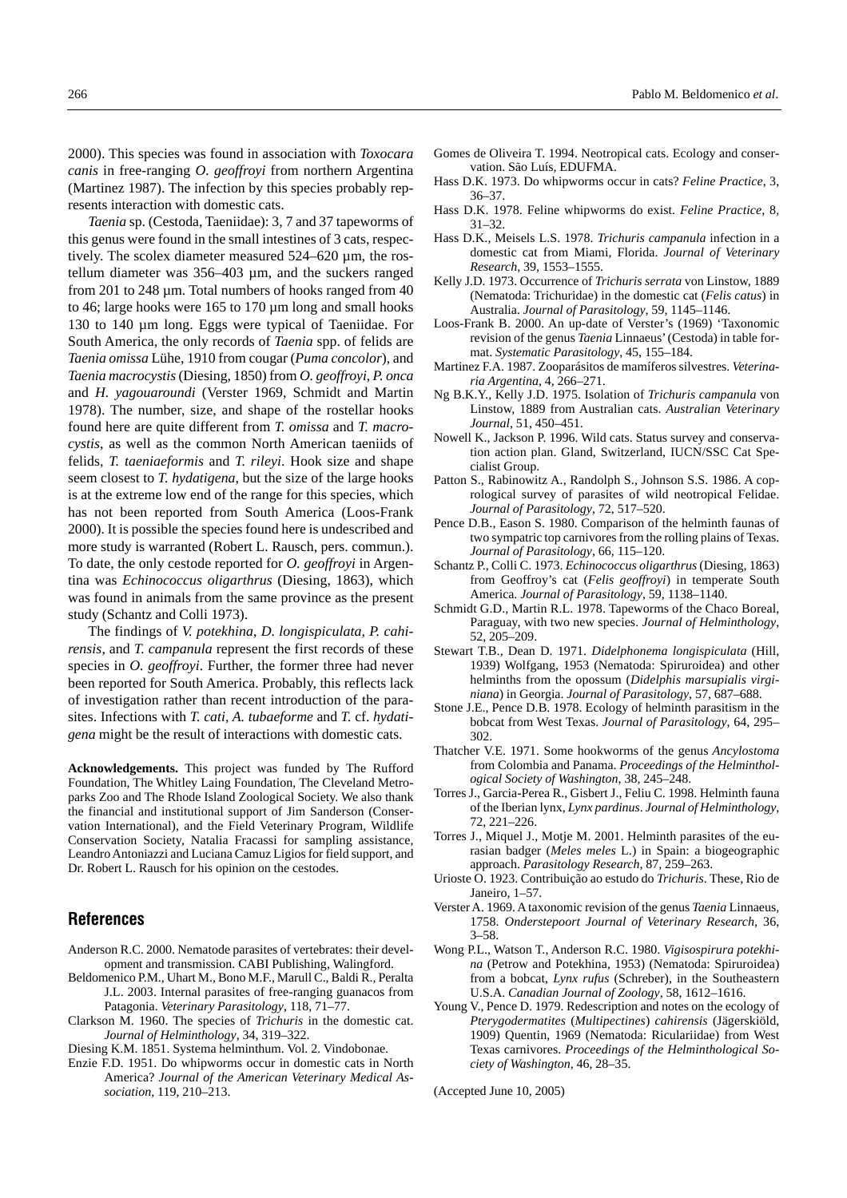2000). This species was found in association with *Toxocara canis* in free-ranging *O. geoffroyi* from northern Argentina (Martinez 1987). The infection by this species probably represents interaction with domestic cats.

*Taenia* sp. (Cestoda, Taeniidae): 3, 7 and 37 tapeworms of this genus were found in the small intestines of 3 cats, respectively. The scolex diameter measured 524–620 µm, the rostellum diameter was 356–403 µm, and the suckers ranged from 201 to 248 µm. Total numbers of hooks ranged from 40 to 46; large hooks were 165 to 170 µm long and small hooks 130 to 140 µm long. Eggs were typical of Taeniidae. For South America, the only records of *Taenia* spp. of felids are *Taenia omissa* Lühe, 1910 from cougar (*Puma concolor*), and *Taenia macrocystis* (Diesing, 1850) from *O. geoffroyi*, *P. onca* and *H. yagouaroundi* (Verster 1969, Schmidt and Martin 1978). The number, size, and shape of the rostellar hooks found here are quite different from *T. omissa* and *T. macrocystis*, as well as the common North American taeniids of felids, *T. taeniaeformis* and *T. rileyi*. Hook size and shape seem closest to *T. hydatigena*, but the size of the large hooks is at the extreme low end of the range for this species, which has not been reported from South America (Loos-Frank 2000). It is possible the species found here is undescribed and more study is warranted (Robert L. Rausch, pers. commun.). To date, the only cestode reported for *O. geoffroyi* in Argentina was *Echinococcus oligarthrus* (Diesing, 1863), which was found in animals from the same province as the present study (Schantz and Colli 1973).

The findings of *V. potekhina*, *D. longispiculata*, *P. cahirensis*, and *T. campanula* represent the first records of these species in *O. geoffroyi*. Further, the former three had never been reported for South America. Probably, this reflects lack of investigation rather than recent introduction of the parasites. Infections with *T. cati*, *A. tubaeforme* and *T.* cf. *hydatigena* might be the result of interactions with domestic cats.

**Acknowledgements.** This project was funded by The Rufford Foundation, The Whitley Laing Foundation, The Cleveland Metroparks Zoo and The Rhode Island Zoological Society. We also thank the financial and institutional support of Jim Sanderson (Conservation International), and the Field Veterinary Program, Wildlife Conservation Society, Natalia Fracassi for sampling assistance, Leandro Antoniazzi and Luciana Camuz Ligios for field support, and Dr. Robert L. Rausch for his opinion on the cestodes.

## References

Anderson R.C. 2000. Nematode parasites of vertebrates: their development and transmission. CABI Publishing, Walingford.

Beldomenico P.M., Uhart M., Bono M.F., Marull C., Baldi R., Peralta J.L. 2003. Internal parasites of free-ranging guanacos from Patagonia. *Veterinary Parasitology*, 118, 71–77.

Clarkson M. 1960. The species of *Trichuris* in the domestic cat. *Journal of Helminthology*, 34, 319–322.

Diesing K.M. 1851. Systema helminthum. Vol. 2. Vindobonae.

Enzie F.D. 1951. Do whipworms occur in domestic cats in North America? *Journal of the American Veterinary Medical Association*, 119, 210–213.

Gomes de Oliveira T. 1994. Neotropical cats. Ecology and conservation. São Luís, EDUFMA.

Hass D.K. 1973. Do whipworms occur in cats? *Feline Practice*, 3, 36–37.

Hass D.K. 1978. Feline whipworms do exist. *Feline Practice*, 8, 31–32.

Hass D.K., Meisels L.S. 1978. *Trichuris campanula* infection in a domestic cat from Miami, Florida. *Journal of Veterinary Research*, 39, 1553–1555.

Kelly J.D. 1973. Occurrence of *Trichuris serrata* von Linstow, 1889 (Nematoda: Trichuridae) in the domestic cat (*Felis catus*) in Australia. *Journal of Parasitology*, 59, 1145–1146.

Loos-Frank B. 2000. An up-date of Verster's (1969) 'Taxonomic revision of the genus *Taenia* Linnaeus' (Cestoda) in table format. *Systematic Parasitology*, 45, 155–184.

Martinez F.A. 1987. Zooparásitos de mamíferos silvestres. *Veterinaria Argentina*, 4, 266–271.

Ng B.K.Y., Kelly J.D. 1975. Isolation of *Trichuris campanula* von Linstow, 1889 from Australian cats. *Australian Veterinary Journal*, 51, 450–451.

Nowell K., Jackson P. 1996. Wild cats. Status survey and conservation action plan. Gland, Switzerland, IUCN/SSC Cat Specialist Group.

Patton S., Rabinowitz A., Randolph S., Johnson S.S. 1986. A coprological survey of parasites of wild neotropical Felidae. *Journal of Parasitology*, 72, 517–520.

Pence D.B., Eason S. 1980. Comparison of the helminth faunas of two sympatric top carnivores from the rolling plains of Texas. *Journal of Parasitology*, 66, 115–120.

Schantz P., Colli C. 1973. *Echinococcus oligarthrus* (Diesing, 1863) from Geoffroy's cat (*Felis geoffroyi*) in temperate South America. *Journal of Parasitology*, 59, 1138–1140.

Schmidt G.D., Martin R.L. 1978. Tapeworms of the Chaco Boreal, Paraguay, with two new species. *Journal of Helminthology*, 52, 205–209.

Stewart T.B., Dean D. 1971. *Didelphonema longispiculata* (Hill, 1939) Wolfgang, 1953 (Nematoda: Spiruroidea) and other helminths from the opossum (*Didelphis marsupialis virginiana*) in Georgia. *Journal of Parasitology*, 57, 687–688.

Stone J.E., Pence D.B. 1978. Ecology of helminth parasitism in the bobcat from West Texas. *Journal of Parasitology*, 64, 295–302.

Thatcher V.E. 1971. Some hookworms of the genus *Ancylostoma* from Colombia and Panama. *Proceedings of the Helminthological Society of Washington*, 38, 245–248.

Torres J., Garcia-Perea R., Gisbert J., Feliu C. 1998. Helminth fauna of the Iberian lynx, *Lynx pardinus*. *Journal of Helminthology*, 72, 221–226.

Torres J., Miquel J., Motje M. 2001. Helminth parasites of the eurasian badger (*Meles meles* L.) in Spain: a biogeographic approach. *Parasitology Research*, 87, 259–263.

Urioste O. 1923. Contribuição ao estudo do *Trichuris*. These, Rio de Janeiro, 1–57.

Verster A. 1969. A taxonomic revision of the genus *Taenia* Linnaeus, 1758. *Onderstepoort Journal of Veterinary Research*, 36, 3–58.

Wong P.L., Watson T., Anderson R.C. 1980. *Vigisospirura potekhina* (Petrow and Potekhina, 1953) (Nematoda: Spiruroidea) from a bobcat, *Lynx rufus* (Schreber), in the Southeastern U.S.A. *Canadian Journal of Zoology*, 58, 1612–1616.

Young V., Pence D. 1979. Redescription and notes on the ecology of *Pterygodermatites* (*Multipectines*) *cahirensis* (Jägerskiöld, 1909) Quentin, 1969 (Nematoda: Ricularidae) from West Texas carnivores. *Proceedings of the Helminthological Society of Washington*, 46, 28–35.

(Accepted June 10, 2005)